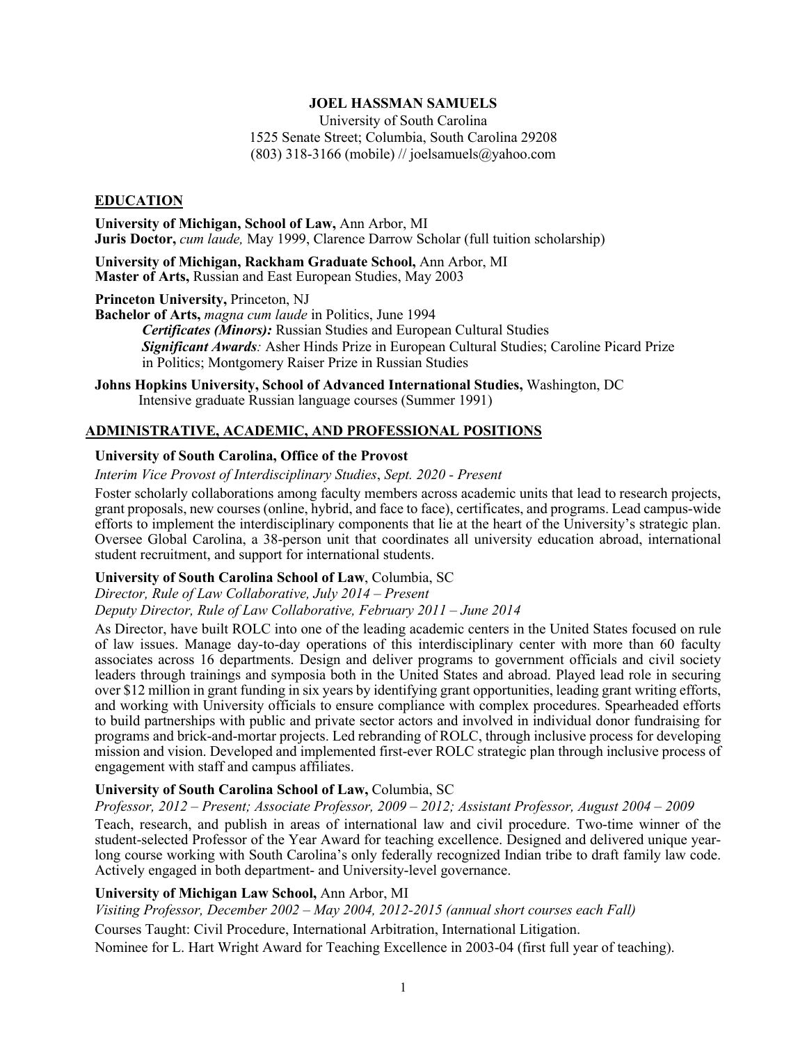# JOEL HASSMAN SAMUELS

University of South Carolina
1525 Senate Street; Columbia, South Carolina 29208
(803) 318-3166 (mobile) // joelsamuels@yahoo.com

## EDUCATION

**University of Michigan, School of Law,** Ann Arbor, MI
**Juris Doctor,** *cum laude,* May 1999, Clarence Darrow Scholar (full tuition scholarship)

**University of Michigan, Rackham Graduate School,** Ann Arbor, MI
**Master of Arts,** Russian and East European Studies, May 2003

**Princeton University,** Princeton, NJ
**Bachelor of Arts,** *magna cum laude* in Politics, June 1994

> ***Certificates (Minors):*** Russian Studies and European Cultural Studies
> ***Significant Awards****:* Asher Hinds Prize in European Cultural Studies; Caroline Picard Prize in Politics; Montgomery Raiser Prize in Russian Studies

**Johns Hopkins University, School of Advanced International Studies,** Washington, DC
Intensive graduate Russian language courses (Summer 1991)

## ADMINISTRATIVE, ACADEMIC, AND PROFESSIONAL POSITIONS

**University of South Carolina, Office of the Provost**
*Interim Vice Provost of Interdisciplinary Studies*, *Sept. 2020 - Present*

Foster scholarly collaborations among faculty members across academic units that lead to research projects, grant proposals, new courses (online, hybrid, and face to face), certificates, and programs. Lead campus-wide efforts to implement the interdisciplinary components that lie at the heart of the University's strategic plan. Oversee Global Carolina, a 38-person unit that coordinates all university education abroad, international student recruitment, and support for international students.

**University of South Carolina School of Law**, Columbia, SC
*Director, Rule of Law Collaborative, July 2014 – Present*
*Deputy Director, Rule of Law Collaborative, February 2011 – June 2014*

As Director, have built ROLC into one of the leading academic centers in the United States focused on rule of law issues. Manage day-to-day operations of this interdisciplinary center with more than 60 faculty associates across 16 departments. Design and deliver programs to government officials and civil society leaders through trainings and symposia both in the United States and abroad. Played lead role in securing over $12 million in grant funding in six years by identifying grant opportunities, leading grant writing efforts, and working with University officials to ensure compliance with complex procedures. Spearheaded efforts to build partnerships with public and private sector actors and involved in individual donor fundraising for programs and brick-and-mortar projects. Led rebranding of ROLC, through inclusive process for developing mission and vision. Developed and implemented first-ever ROLC strategic plan through inclusive process of engagement with staff and campus affiliates.

**University of South Carolina School of Law,** Columbia, SC
*Professor, 2012 – Present; Associate Professor, 2009 – 2012; Assistant Professor, August 2004 – 2009*

Teach, research, and publish in areas of international law and civil procedure. Two-time winner of the student-selected Professor of the Year Award for teaching excellence. Designed and delivered unique year-long course working with South Carolina's only federally recognized Indian tribe to draft family law code. Actively engaged in both department- and University-level governance.

**University of Michigan Law School,** Ann Arbor, MI
*Visiting Professor, December 2002 – May 2004, 2012-2015 (annual short courses each Fall)*

Courses Taught: Civil Procedure, International Arbitration, International Litigation.

Nominee for L. Hart Wright Award for Teaching Excellence in 2003-04 (first full year of teaching).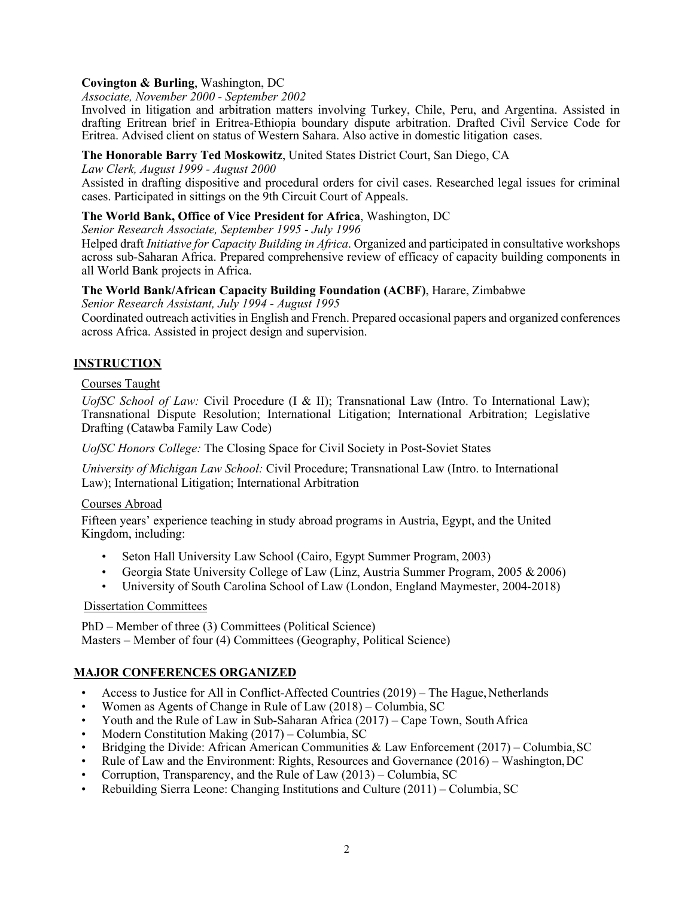**Covington & Burling**, Washington, DC

*Associate, November 2000 - September 2002*

Involved in litigation and arbitration matters involving Turkey, Chile, Peru, and Argentina. Assisted in drafting Eritrean brief in Eritrea-Ethiopia boundary dispute arbitration. Drafted Civil Service Code for Eritrea. Advised client on status of Western Sahara. Also active in domestic litigation cases.

**The Honorable Barry Ted Moskowitz**, United States District Court, San Diego, CA

*Law Clerk, August 1999 - August 2000*

Assisted in drafting dispositive and procedural orders for civil cases. Researched legal issues for criminal cases. Participated in sittings on the 9th Circuit Court of Appeals.

**The World Bank, Office of Vice President for Africa**, Washington, DC

*Senior Research Associate, September 1995 - July 1996*

Helped draft *Initiative for Capacity Building in Africa*. Organized and participated in consultative workshops across sub-Saharan Africa. Prepared comprehensive review of efficacy of capacity building components in all World Bank projects in Africa.

**The World Bank/African Capacity Building Foundation (ACBF)**, Harare, Zimbabwe

*Senior Research Assistant, July 1994 - August 1995*

Coordinated outreach activities in English and French. Prepared occasional papers and organized conferences across Africa. Assisted in project design and supervision.

## INSTRUCTION

### Courses Taught

*UofSC School of Law:* Civil Procedure (I & II); Transnational Law (Intro. To International Law); Transnational Dispute Resolution; International Litigation; International Arbitration; Legislative Drafting (Catawba Family Law Code)

*UofSC Honors College:* The Closing Space for Civil Society in Post-Soviet States

*University of Michigan Law School:* Civil Procedure; Transnational Law (Intro. to International Law); International Litigation; International Arbitration

### Courses Abroad

Fifteen years' experience teaching in study abroad programs in Austria, Egypt, and the United Kingdom, including:

- Seton Hall University Law School (Cairo, Egypt Summer Program, 2003)
- Georgia State University College of Law (Linz, Austria Summer Program, 2005 & 2006)
- University of South Carolina School of Law (London, England Maymester, 2004-2018)

### Dissertation Committees

PhD – Member of three (3) Committees (Political Science)
Masters – Member of four (4) Committees (Geography, Political Science)

## MAJOR CONFERENCES ORGANIZED

- Access to Justice for All in Conflict-Affected Countries (2019) – The Hague, Netherlands
- Women as Agents of Change in Rule of Law (2018) – Columbia, SC
- Youth and the Rule of Law in Sub-Saharan Africa (2017) – Cape Town, South Africa
- Modern Constitution Making (2017) – Columbia, SC
- Bridging the Divide: African American Communities & Law Enforcement (2017) – Columbia, SC
- Rule of Law and the Environment: Rights, Resources and Governance (2016) – Washington, DC
- Corruption, Transparency, and the Rule of Law (2013) – Columbia, SC
- Rebuilding Sierra Leone: Changing Institutions and Culture (2011) – Columbia, SC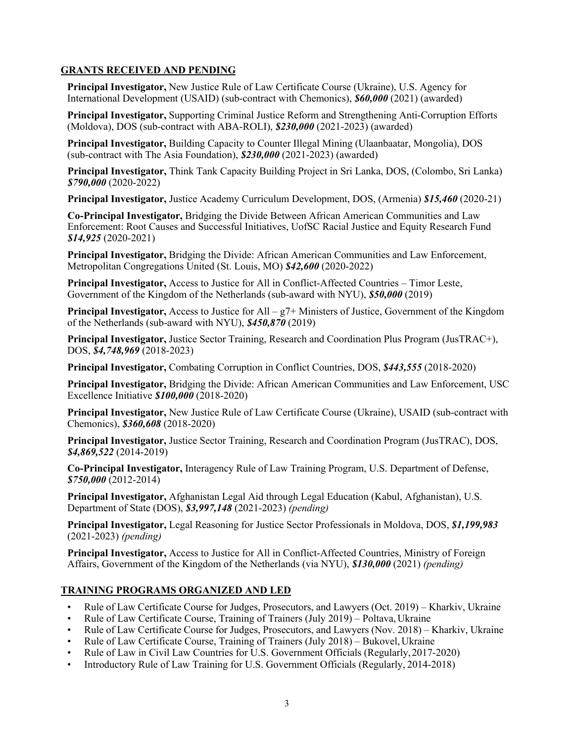## GRANTS RECEIVED AND PENDING

**Principal Investigator,** New Justice Rule of Law Certificate Course (Ukraine), U.S. Agency for International Development (USAID) (sub-contract with Chemonics), ***$60,000*** (2021) (awarded)

**Principal Investigator,** Supporting Criminal Justice Reform and Strengthening Anti-Corruption Efforts (Moldova), DOS (sub-contract with ABA-ROLI), ***$230,000*** (2021-2023) (awarded)

**Principal Investigator,** Building Capacity to Counter Illegal Mining (Ulaanbaatar, Mongolia), DOS (sub-contract with The Asia Foundation), ***$230,000*** (2021-2023) (awarded)

**Principal Investigator,** Think Tank Capacity Building Project in Sri Lanka, DOS, (Colombo, Sri Lanka) ***$790,000*** (2020-2022)

**Principal Investigator,** Justice Academy Curriculum Development, DOS, (Armenia) ***$15,460*** (2020-21)

**Co-Principal Investigator,** Bridging the Divide Between African American Communities and Law Enforcement: Root Causes and Successful Initiatives, UofSC Racial Justice and Equity Research Fund ***$14,925*** (2020-2021)

**Principal Investigator,** Bridging the Divide: African American Communities and Law Enforcement, Metropolitan Congregations United (St. Louis, MO) ***$42,600*** (2020-2022)

**Principal Investigator,** Access to Justice for All in Conflict-Affected Countries – Timor Leste, Government of the Kingdom of the Netherlands (sub-award with NYU), ***$50,000*** (2019)

**Principal Investigator,** Access to Justice for All – g7+ Ministers of Justice, Government of the Kingdom of the Netherlands (sub-award with NYU), ***$450,870*** (2019)

**Principal Investigator,** Justice Sector Training, Research and Coordination Plus Program (JusTRAC+), DOS, ***$4,748,969*** (2018-2023)

**Principal Investigator,** Combating Corruption in Conflict Countries, DOS, ***$443,555*** (2018-2020)

**Principal Investigator,** Bridging the Divide: African American Communities and Law Enforcement, USC Excellence Initiative ***$100,000*** (2018-2020)

**Principal Investigator,** New Justice Rule of Law Certificate Course (Ukraine), USAID (sub-contract with Chemonics), ***$360,608*** (2018-2020)

**Principal Investigator,** Justice Sector Training, Research and Coordination Program (JusTRAC), DOS, ***$4,869,522*** (2014-2019)

**Co-Principal Investigator,** Interagency Rule of Law Training Program, U.S. Department of Defense, ***$750,000*** (2012-2014)

**Principal Investigator,** Afghanistan Legal Aid through Legal Education (Kabul, Afghanistan), U.S. Department of State (DOS), ***$3,997,148*** (2021-2023) *(pending)*

**Principal Investigator,** Legal Reasoning for Justice Sector Professionals in Moldova, DOS, ***$1,199,983*** (2021-2023) *(pending)*

**Principal Investigator,** Access to Justice for All in Conflict-Affected Countries, Ministry of Foreign Affairs, Government of the Kingdom of the Netherlands (via NYU), ***$130,000*** (2021) *(pending)*

## TRAINING PROGRAMS ORGANIZED AND LED

- Rule of Law Certificate Course for Judges, Prosecutors, and Lawyers (Oct. 2019) – Kharkiv, Ukraine
- Rule of Law Certificate Course, Training of Trainers (July 2019) – Poltava, Ukraine
- Rule of Law Certificate Course for Judges, Prosecutors, and Lawyers (Nov. 2018) – Kharkiv, Ukraine
- Rule of Law Certificate Course, Training of Trainers (July 2018) – Bukovel, Ukraine
- Rule of Law in Civil Law Countries for U.S. Government Officials (Regularly, 2017-2020)
- Introductory Rule of Law Training for U.S. Government Officials (Regularly, 2014-2018)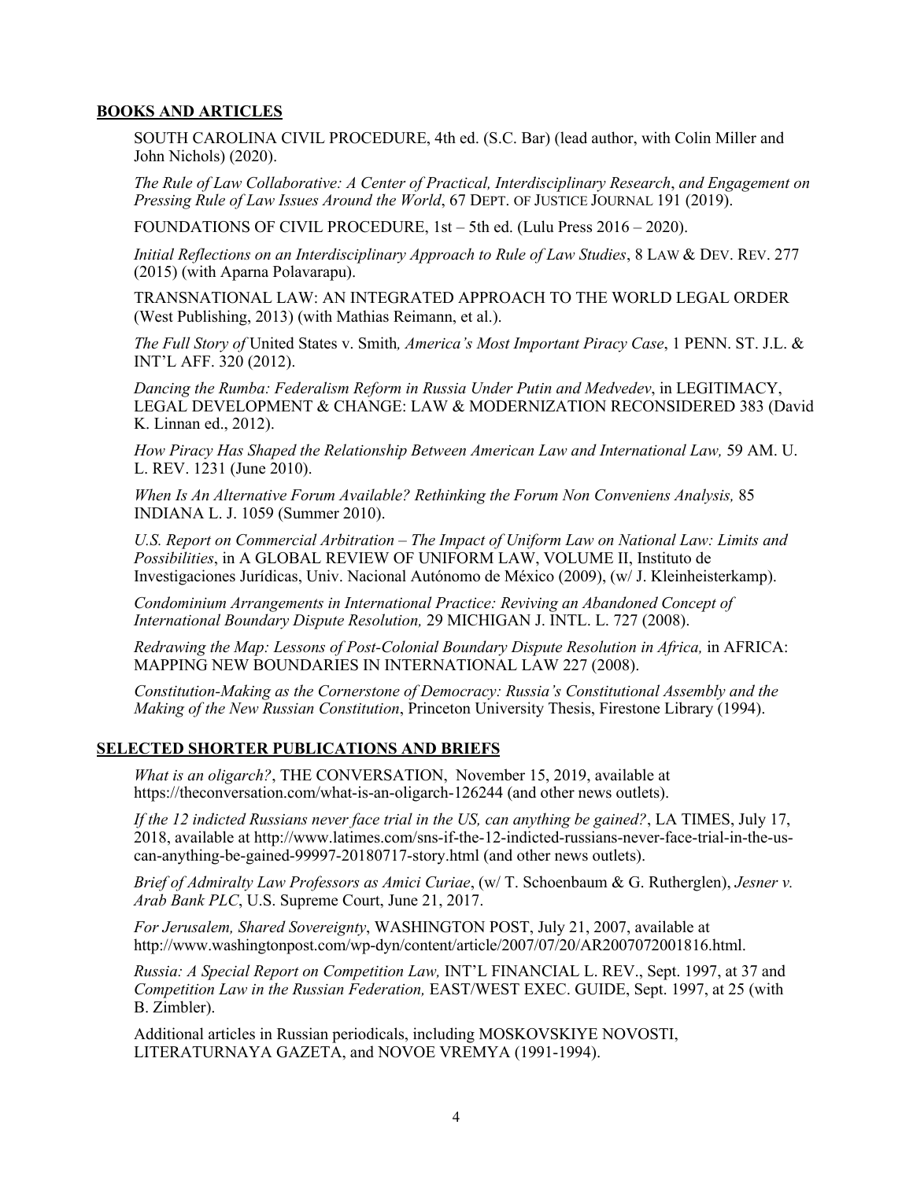## **BOOKS AND ARTICLES**

SOUTH CAROLINA CIVIL PROCEDURE, 4th ed. (S.C. Bar) (lead author, with Colin Miller and John Nichols) (2020).

*The Rule of Law Collaborative: A Center of Practical, Interdisciplinary Research*, *and Engagement on Pressing Rule of Law Issues Around the World*, 67 DEPT. OF JUSTICE JOURNAL 191 (2019).

FOUNDATIONS OF CIVIL PROCEDURE, 1st – 5th ed. (Lulu Press 2016 – 2020).

*Initial Reflections on an Interdisciplinary Approach to Rule of Law Studies*, 8 LAW & DEV. REV. 277 (2015) (with Aparna Polavarapu).

TRANSNATIONAL LAW: AN INTEGRATED APPROACH TO THE WORLD LEGAL ORDER (West Publishing, 2013) (with Mathias Reimann, et al.).

*The Full Story of* United States v. Smith*, America's Most Important Piracy Case*, 1 PENN. ST. J.L. & INT'L AFF. 320 (2012).

*Dancing the Rumba: Federalism Reform in Russia Under Putin and Medvedev*, in LEGITIMACY, LEGAL DEVELOPMENT & CHANGE: LAW & MODERNIZATION RECONSIDERED 383 (David K. Linnan ed., 2012).

*How Piracy Has Shaped the Relationship Between American Law and International Law,* 59 AM. U. L. REV. 1231 (June 2010).

*When Is An Alternative Forum Available? Rethinking the Forum Non Conveniens Analysis,* 85 INDIANA L. J. 1059 (Summer 2010).

*U.S. Report on Commercial Arbitration – The Impact of Uniform Law on National Law: Limits and Possibilities*, in A GLOBAL REVIEW OF UNIFORM LAW, VOLUME II, Instituto de Investigaciones Jurídicas, Univ. Nacional Autónomo de México (2009), (w/ J. Kleinheisterkamp).

*Condominium Arrangements in International Practice: Reviving an Abandoned Concept of International Boundary Dispute Resolution,* 29 MICHIGAN J. INTL. L. 727 (2008).

*Redrawing the Map: Lessons of Post-Colonial Boundary Dispute Resolution in Africa,* in AFRICA: MAPPING NEW BOUNDARIES IN INTERNATIONAL LAW 227 (2008).

*Constitution-Making as the Cornerstone of Democracy: Russia's Constitutional Assembly and the Making of the New Russian Constitution*, Princeton University Thesis, Firestone Library (1994).

## **SELECTED SHORTER PUBLICATIONS AND BRIEFS**

*What is an oligarch?*, THE CONVERSATION, November 15, 2019, available at https://theconversation.com/what-is-an-oligarch-126244 (and other news outlets).

*If the 12 indicted Russians never face trial in the US, can anything be gained?*, LA TIMES, July 17, 2018, available at http://www.latimes.com/sns-if-the-12-indicted-russians-never-face-trial-in-the-us-can-anything-be-gained-99997-20180717-story.html (and other news outlets).

*Brief of Admiralty Law Professors as Amici Curiae*, (w/ T. Schoenbaum & G. Rutherglen), *Jesner v. Arab Bank PLC*, U.S. Supreme Court, June 21, 2017.

*For Jerusalem, Shared Sovereignty*, WASHINGTON POST, July 21, 2007, available at http://www.washingtonpost.com/wp-dyn/content/article/2007/07/20/AR2007072001816.html.

*Russia: A Special Report on Competition Law,* INT'L FINANCIAL L. REV., Sept. 1997, at 37 and *Competition Law in the Russian Federation,* EAST/WEST EXEC. GUIDE, Sept. 1997, at 25 (with B. Zimbler).

Additional articles in Russian periodicals, including MOSKOVSKIYE NOVOSTI, LITERATURNAYA GAZETA, and NOVOE VREMYA (1991-1994).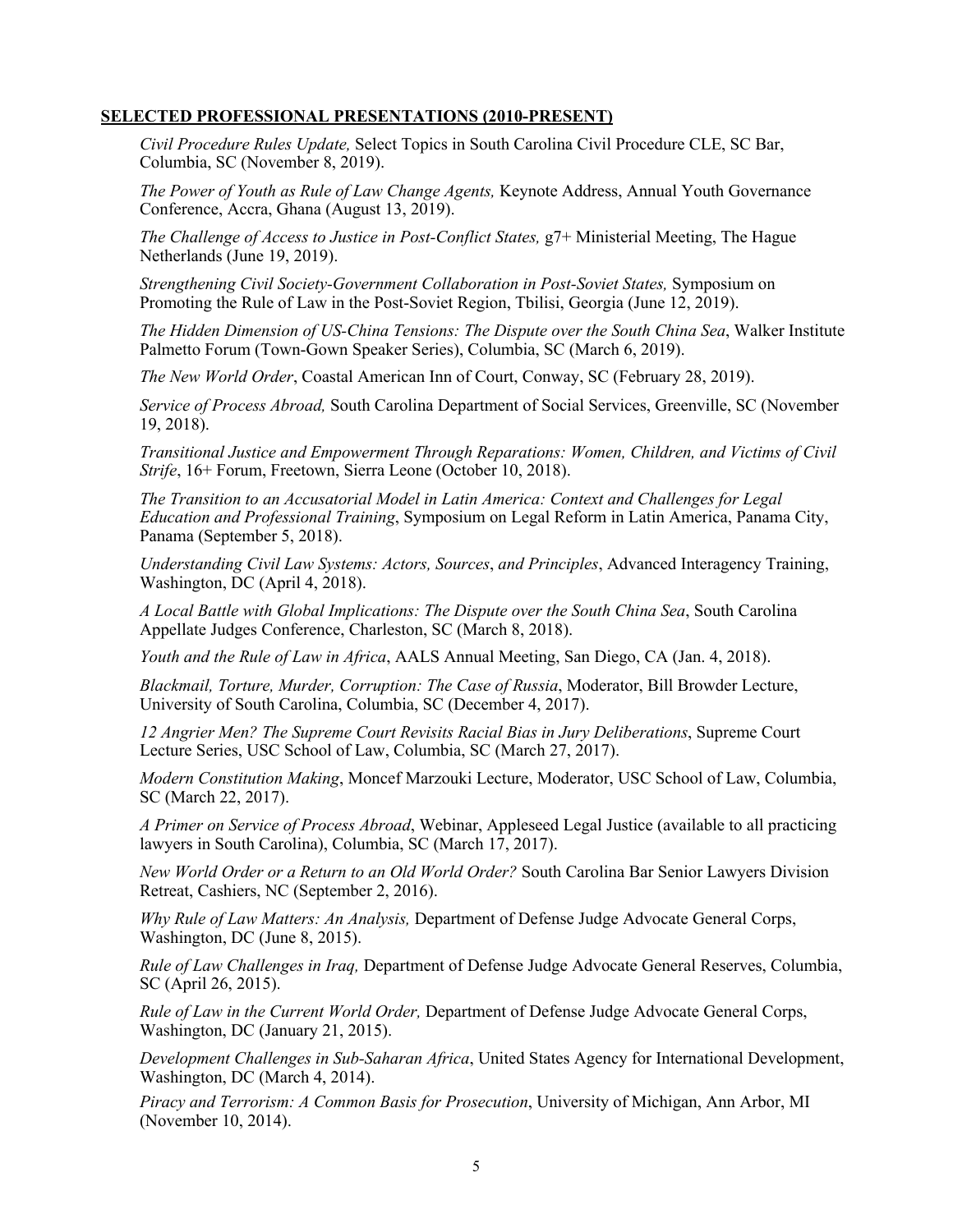**SELECTED PROFESSIONAL PRESENTATIONS (2010-PRESENT)**

*Civil Procedure Rules Update,* Select Topics in South Carolina Civil Procedure CLE, SC Bar, Columbia, SC (November 8, 2019).

*The Power of Youth as Rule of Law Change Agents,* Keynote Address, Annual Youth Governance Conference, Accra, Ghana (August 13, 2019).

*The Challenge of Access to Justice in Post-Conflict States,* g7+ Ministerial Meeting, The Hague Netherlands (June 19, 2019).

*Strengthening Civil Society-Government Collaboration in Post-Soviet States,* Symposium on Promoting the Rule of Law in the Post-Soviet Region, Tbilisi, Georgia (June 12, 2019).

*The Hidden Dimension of US-China Tensions: The Dispute over the South China Sea*, Walker Institute Palmetto Forum (Town-Gown Speaker Series), Columbia, SC (March 6, 2019).

*The New World Order*, Coastal American Inn of Court, Conway, SC (February 28, 2019).

*Service of Process Abroad,* South Carolina Department of Social Services, Greenville, SC (November 19, 2018).

*Transitional Justice and Empowerment Through Reparations: Women, Children, and Victims of Civil Strife*, 16+ Forum, Freetown, Sierra Leone (October 10, 2018).

*The Transition to an Accusatorial Model in Latin America: Context and Challenges for Legal Education and Professional Training*, Symposium on Legal Reform in Latin America, Panama City, Panama (September 5, 2018).

*Understanding Civil Law Systems: Actors, Sources*, *and Principles*, Advanced Interagency Training, Washington, DC (April 4, 2018).

*A Local Battle with Global Implications: The Dispute over the South China Sea*, South Carolina Appellate Judges Conference, Charleston, SC (March 8, 2018).

*Youth and the Rule of Law in Africa*, AALS Annual Meeting, San Diego, CA (Jan. 4, 2018).

*Blackmail, Torture, Murder, Corruption: The Case of Russia*, Moderator, Bill Browder Lecture, University of South Carolina, Columbia, SC (December 4, 2017).

*12 Angrier Men? The Supreme Court Revisits Racial Bias in Jury Deliberations*, Supreme Court Lecture Series, USC School of Law, Columbia, SC (March 27, 2017).

*Modern Constitution Making*, Moncef Marzouki Lecture, Moderator, USC School of Law, Columbia, SC (March 22, 2017).

*A Primer on Service of Process Abroad*, Webinar, Appleseed Legal Justice (available to all practicing lawyers in South Carolina), Columbia, SC (March 17, 2017).

*New World Order or a Return to an Old World Order?* South Carolina Bar Senior Lawyers Division Retreat, Cashiers, NC (September 2, 2016).

*Why Rule of Law Matters: An Analysis,* Department of Defense Judge Advocate General Corps, Washington, DC (June 8, 2015).

*Rule of Law Challenges in Iraq,* Department of Defense Judge Advocate General Reserves, Columbia, SC (April 26, 2015).

*Rule of Law in the Current World Order,* Department of Defense Judge Advocate General Corps, Washington, DC (January 21, 2015).

*Development Challenges in Sub-Saharan Africa*, United States Agency for International Development, Washington, DC (March 4, 2014).

*Piracy and Terrorism: A Common Basis for Prosecution*, University of Michigan, Ann Arbor, MI (November 10, 2014).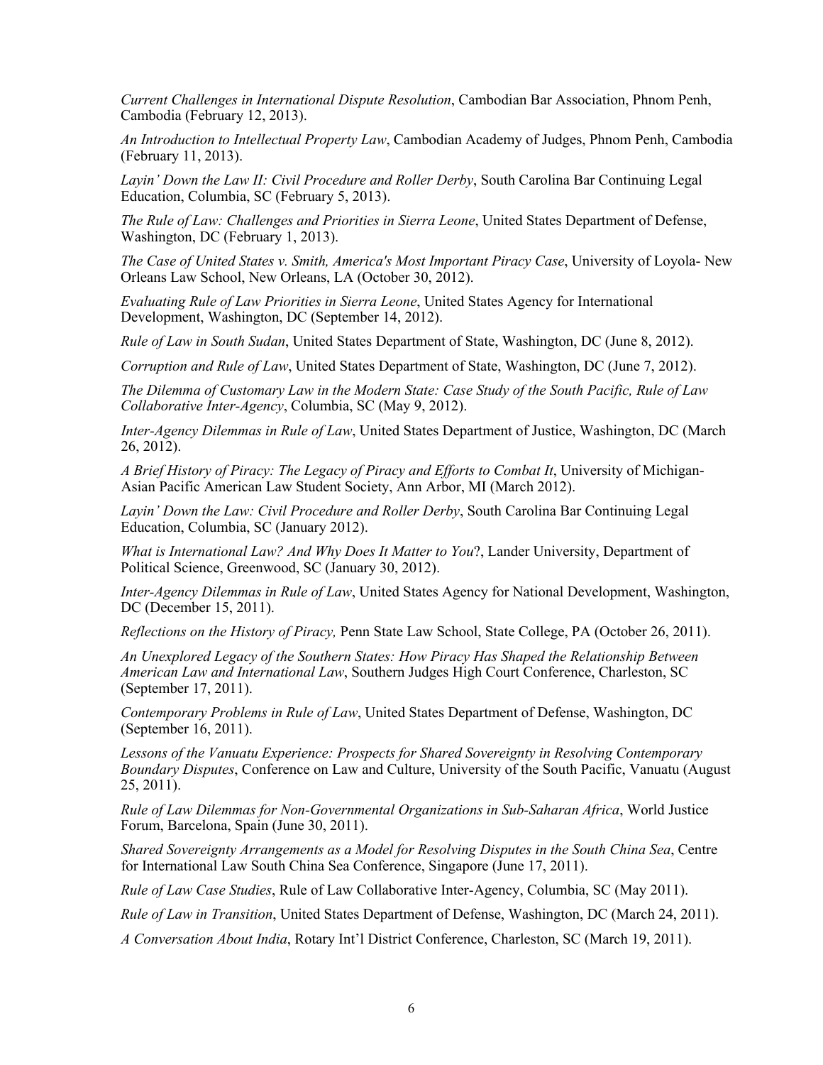*Current Challenges in International Dispute Resolution*, Cambodian Bar Association, Phnom Penh, Cambodia (February 12, 2013).

*An Introduction to Intellectual Property Law*, Cambodian Academy of Judges, Phnom Penh, Cambodia (February 11, 2013).

*Layin' Down the Law II: Civil Procedure and Roller Derby*, South Carolina Bar Continuing Legal Education, Columbia, SC (February 5, 2013).

*The Rule of Law: Challenges and Priorities in Sierra Leone*, United States Department of Defense, Washington, DC (February 1, 2013).

*The Case of United States v. Smith, America's Most Important Piracy Case*, University of Loyola- New Orleans Law School, New Orleans, LA (October 30, 2012).

*Evaluating Rule of Law Priorities in Sierra Leone*, United States Agency for International Development, Washington, DC (September 14, 2012).

*Rule of Law in South Sudan*, United States Department of State, Washington, DC (June 8, 2012).

*Corruption and Rule of Law*, United States Department of State, Washington, DC (June 7, 2012).

*The Dilemma of Customary Law in the Modern State: Case Study of the South Pacific, Rule of Law Collaborative Inter-Agency*, Columbia, SC (May 9, 2012).

*Inter-Agency Dilemmas in Rule of Law*, United States Department of Justice, Washington, DC (March 26, 2012).

*A Brief History of Piracy: The Legacy of Piracy and Efforts to Combat It*, University of Michigan- Asian Pacific American Law Student Society, Ann Arbor, MI (March 2012).

*Layin' Down the Law: Civil Procedure and Roller Derby*, South Carolina Bar Continuing Legal Education, Columbia, SC (January 2012).

*What is International Law? And Why Does It Matter to You*?, Lander University, Department of Political Science, Greenwood, SC (January 30, 2012).

*Inter-Agency Dilemmas in Rule of Law*, United States Agency for National Development, Washington, DC (December 15, 2011).

*Reflections on the History of Piracy,* Penn State Law School, State College, PA (October 26, 2011).

*An Unexplored Legacy of the Southern States: How Piracy Has Shaped the Relationship Between American Law and International Law*, Southern Judges High Court Conference, Charleston, SC (September 17, 2011).

*Contemporary Problems in Rule of Law*, United States Department of Defense, Washington, DC (September 16, 2011).

*Lessons of the Vanuatu Experience: Prospects for Shared Sovereignty in Resolving Contemporary Boundary Disputes*, Conference on Law and Culture, University of the South Pacific, Vanuatu (August 25, 2011).

*Rule of Law Dilemmas for Non-Governmental Organizations in Sub-Saharan Africa*, World Justice Forum, Barcelona, Spain (June 30, 2011).

*Shared Sovereignty Arrangements as a Model for Resolving Disputes in the South China Sea*, Centre for International Law South China Sea Conference, Singapore (June 17, 2011).

*Rule of Law Case Studies*, Rule of Law Collaborative Inter-Agency, Columbia, SC (May 2011).

*Rule of Law in Transition*, United States Department of Defense, Washington, DC (March 24, 2011).

*A Conversation About India*, Rotary Int'l District Conference, Charleston, SC (March 19, 2011).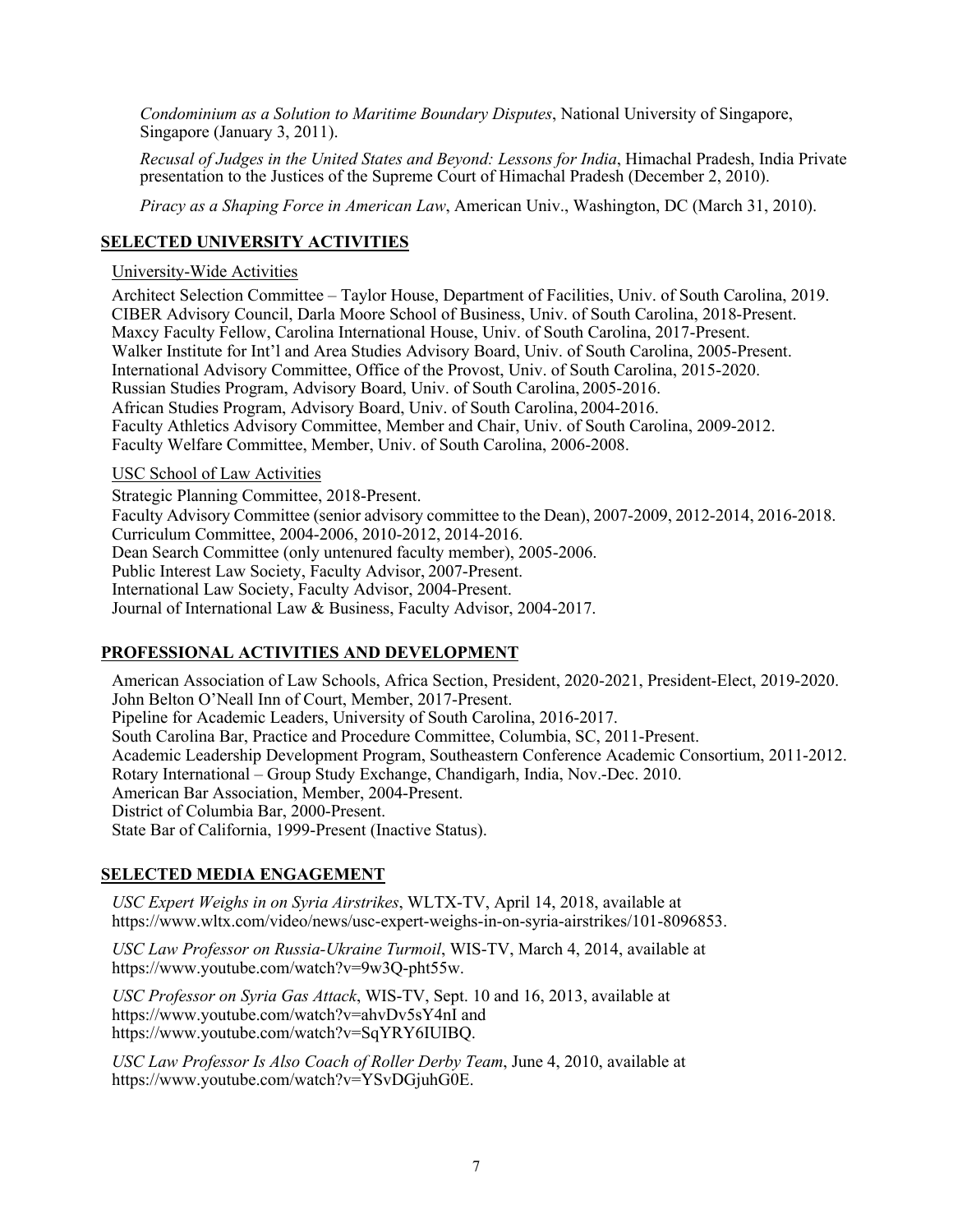*Condominium as a Solution to Maritime Boundary Disputes*, National University of Singapore, Singapore (January 3, 2011).

*Recusal of Judges in the United States and Beyond: Lessons for India*, Himachal Pradesh, India Private presentation to the Justices of the Supreme Court of Himachal Pradesh (December 2, 2010).

*Piracy as a Shaping Force in American Law*, American Univ., Washington, DC (March 31, 2010).

## SELECTED UNIVERSITY ACTIVITIES

University-Wide Activities

Architect Selection Committee – Taylor House, Department of Facilities, Univ. of South Carolina, 2019.
CIBER Advisory Council, Darla Moore School of Business, Univ. of South Carolina, 2018-Present.
Maxcy Faculty Fellow, Carolina International House, Univ. of South Carolina, 2017-Present.
Walker Institute for Int'l and Area Studies Advisory Board, Univ. of South Carolina, 2005-Present.
International Advisory Committee, Office of the Provost, Univ. of South Carolina, 2015-2020.
Russian Studies Program, Advisory Board, Univ. of South Carolina, 2005-2016.
African Studies Program, Advisory Board, Univ. of South Carolina, 2004-2016.
Faculty Athletics Advisory Committee, Member and Chair, Univ. of South Carolina, 2009-2012.
Faculty Welfare Committee, Member, Univ. of South Carolina, 2006-2008.

USC School of Law Activities

Strategic Planning Committee, 2018-Present.
Faculty Advisory Committee (senior advisory committee to the Dean), 2007-2009, 2012-2014, 2016-2018.
Curriculum Committee, 2004-2006, 2010-2012, 2014-2016.
Dean Search Committee (only untenured faculty member), 2005-2006.
Public Interest Law Society, Faculty Advisor, 2007-Present.
International Law Society, Faculty Advisor, 2004-Present.
Journal of International Law & Business, Faculty Advisor, 2004-2017.

## PROFESSIONAL ACTIVITIES AND DEVELOPMENT

American Association of Law Schools, Africa Section, President, 2020-2021, President-Elect, 2019-2020.
John Belton O'Neall Inn of Court, Member, 2017-Present.
Pipeline for Academic Leaders, University of South Carolina, 2016-2017.
South Carolina Bar, Practice and Procedure Committee, Columbia, SC, 2011-Present.
Academic Leadership Development Program, Southeastern Conference Academic Consortium, 2011-2012.
Rotary International – Group Study Exchange, Chandigarh, India, Nov.-Dec. 2010.
American Bar Association, Member, 2004-Present.
District of Columbia Bar, 2000-Present.
State Bar of California, 1999-Present (Inactive Status).

## SELECTED MEDIA ENGAGEMENT

*USC Expert Weighs in on Syria Airstrikes*, WLTX-TV, April 14, 2018, available at https://www.wltx.com/video/news/usc-expert-weighs-in-on-syria-airstrikes/101-8096853.

*USC Law Professor on Russia-Ukraine Turmoil*, WIS-TV, March 4, 2014, available at https://www.youtube.com/watch?v=9w3Q-pht55w.

*USC Professor on Syria Gas Attack*, WIS-TV, Sept. 10 and 16, 2013, available at https://www.youtube.com/watch?v=ahvDv5sY4nI and https://www.youtube.com/watch?v=SqYRY6IUIBQ.

*USC Law Professor Is Also Coach of Roller Derby Team*, June 4, 2010, available at https://www.youtube.com/watch?v=YSvDGjuhG0E.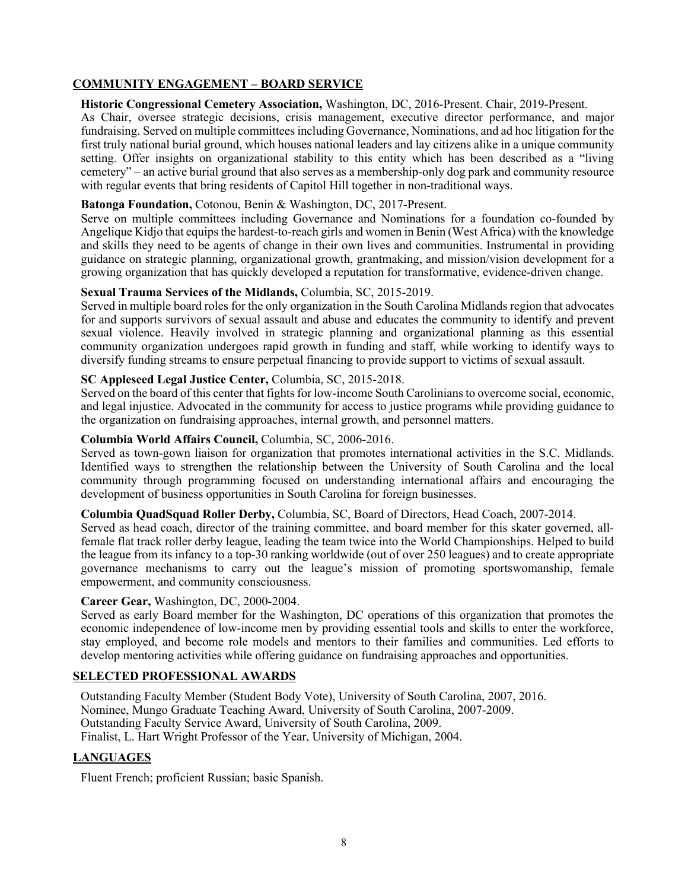## COMMUNITY ENGAGEMENT – BOARD SERVICE

**Historic Congressional Cemetery Association,** Washington, DC, 2016-Present. Chair, 2019-Present.
As Chair, oversee strategic decisions, crisis management, executive director performance, and major fundraising. Served on multiple committees including Governance, Nominations, and ad hoc litigation for the first truly national burial ground, which houses national leaders and lay citizens alike in a unique community setting. Offer insights on organizational stability to this entity which has been described as a "living cemetery" – an active burial ground that also serves as a membership-only dog park and community resource with regular events that bring residents of Capitol Hill together in non-traditional ways.

**Batonga Foundation,** Cotonou, Benin & Washington, DC, 2017-Present.
Serve on multiple committees including Governance and Nominations for a foundation co-founded by Angelique Kidjo that equips the hardest-to-reach girls and women in Benin (West Africa) with the knowledge and skills they need to be agents of change in their own lives and communities. Instrumental in providing guidance on strategic planning, organizational growth, grantmaking, and mission/vision development for a growing organization that has quickly developed a reputation for transformative, evidence-driven change.

**Sexual Trauma Services of the Midlands,** Columbia, SC, 2015-2019.
Served in multiple board roles for the only organization in the South Carolina Midlands region that advocates for and supports survivors of sexual assault and abuse and educates the community to identify and prevent sexual violence. Heavily involved in strategic planning and organizational planning as this essential community organization undergoes rapid growth in funding and staff, while working to identify ways to diversify funding streams to ensure perpetual financing to provide support to victims of sexual assault.

**SC Appleseed Legal Justice Center,** Columbia, SC, 2015-2018.
Served on the board of this center that fights for low-income South Carolinians to overcome social, economic, and legal injustice. Advocated in the community for access to justice programs while providing guidance to the organization on fundraising approaches, internal growth, and personnel matters.

**Columbia World Affairs Council,** Columbia, SC, 2006-2016.
Served as town-gown liaison for organization that promotes international activities in the S.C. Midlands. Identified ways to strengthen the relationship between the University of South Carolina and the local community through programming focused on understanding international affairs and encouraging the development of business opportunities in South Carolina for foreign businesses.

**Columbia QuadSquad Roller Derby,** Columbia, SC, Board of Directors, Head Coach, 2007-2014.
Served as head coach, director of the training committee, and board member for this skater governed, all-female flat track roller derby league, leading the team twice into the World Championships. Helped to build the league from its infancy to a top-30 ranking worldwide (out of over 250 leagues) and to create appropriate governance mechanisms to carry out the league's mission of promoting sportswomanship, female empowerment, and community consciousness.

**Career Gear,** Washington, DC, 2000-2004.
Served as early Board member for the Washington, DC operations of this organization that promotes the economic independence of low-income men by providing essential tools and skills to enter the workforce, stay employed, and become role models and mentors to their families and communities. Led efforts to develop mentoring activities while offering guidance on fundraising approaches and opportunities.

## SELECTED PROFESSIONAL AWARDS

Outstanding Faculty Member (Student Body Vote), University of South Carolina, 2007, 2016.
Nominee, Mungo Graduate Teaching Award, University of South Carolina, 2007-2009.
Outstanding Faculty Service Award, University of South Carolina, 2009.
Finalist, L. Hart Wright Professor of the Year, University of Michigan, 2004.

## LANGUAGES

Fluent French; proficient Russian; basic Spanish.